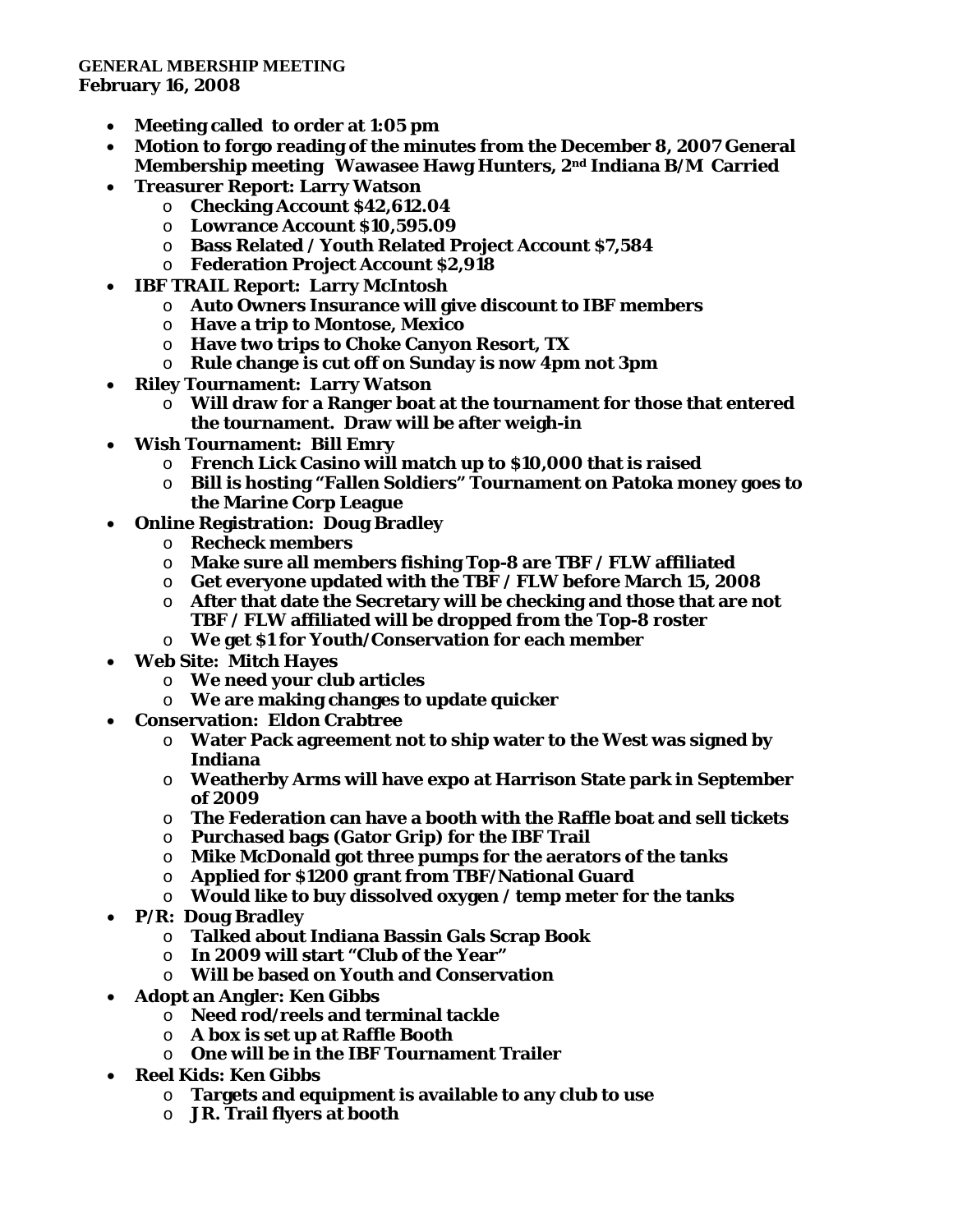**GENERAL MBERSHIP MEETING**
**February 16, 2008**

- **Meeting called to order at 1:05 pm**
- **Motion to forgo reading of the minutes from the December 8, 2007 General Membership meeting Wawasee Hawg Hunters, 2nd Indiana B/M Carried**
- **Treasurer Report: Larry Watson**
  - **Checking Account $42,612.04**
  - **Lowrance Account $10,595.09**
  - **Bass Related / Youth Related Project Account $7,584**
  - **Federation Project Account $2,918**
- **IBF TRAIL Report: Larry McIntosh**
  - **Auto Owners Insurance will give discount to IBF members**
  - **Have a trip to Montose, Mexico**
  - **Have two trips to Choke Canyon Resort, TX**
  - **Rule change is cut off on Sunday is now 4pm not 3pm**
- **Riley Tournament: Larry Watson**
  - **Will draw for a Ranger boat at the tournament for those that entered the tournament. Draw will be after weigh-in**
- **Wish Tournament: Bill Emry**
  - **French Lick Casino will match up to $10,000 that is raised**
  - **Bill is hosting "Fallen Soldiers" Tournament on Patoka money goes to the Marine Corp League**
- **Online Registration: Doug Bradley**
  - **Recheck members**
  - **Make sure all members fishing Top-8 are TBF / FLW affiliated**
  - **Get everyone updated with the TBF / FLW before March 15, 2008**
  - **After that date the Secretary will be checking and those that are not TBF / FLW affiliated will be dropped from the Top-8 roster**
  - **We get $1 for Youth/Conservation for each member**
- **Web Site: Mitch Hayes**
  - **We need your club articles**
  - **We are making changes to update quicker**
- **Conservation: Eldon Crabtree**
  - **Water Pack agreement not to ship water to the West was signed by Indiana**
  - **Weatherby Arms will have expo at Harrison State park in September of 2009**
  - **The Federation can have a booth with the Raffle boat and sell tickets**
  - **Purchased bags (Gator Grip) for the IBF Trail**
  - **Mike McDonald got three pumps for the aerators of the tanks**
  - **Applied for $1200 grant from TBF/National Guard**
  - **Would like to buy dissolved oxygen / temp meter for the tanks**
- **P/R: Doug Bradley**
  - **Talked about Indiana Bassin Gals Scrap Book**
  - **In 2009 will start "Club of the Year"**
  - **Will be based on Youth and Conservation**
- **Adopt an Angler: Ken Gibbs**
  - **Need rod/reels and terminal tackle**
  - **A box is set up at Raffle Booth**
  - **One will be in the IBF Tournament Trailer**
- **Reel Kids: Ken Gibbs**
  - **Targets and equipment is available to any club to use**
  - **JR. Trail flyers at booth**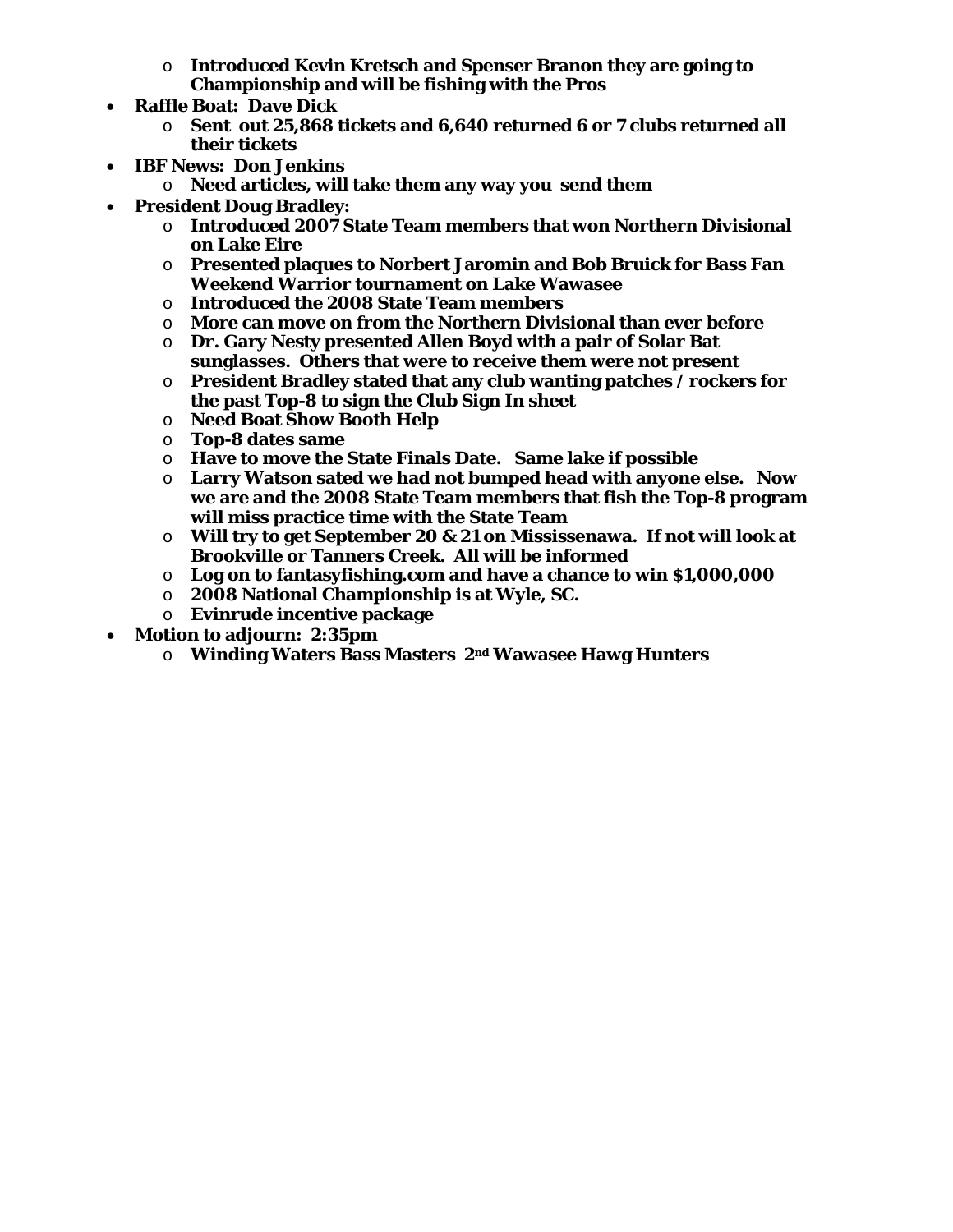- **Introduced Kevin Kretsch and Spenser Branon they are going to Championship and will be fishing with the Pros**
- **Raffle Boat: Dave Dick**
  - **Sent out 25,868 tickets and 6,640 returned 6 or 7 clubs returned all their tickets**
- **IBF News: Don Jenkins**
  - **Need articles, will take them any way you send them**
- **President Doug Bradley:**
  - **Introduced 2007 State Team members that won Northern Divisional on Lake Eire**
  - **Presented plaques to Norbert Jaromin and Bob Bruick for Bass Fan Weekend Warrior tournament on Lake Wawasee**
  - **Introduced the 2008 State Team members**
  - **More can move on from the Northern Divisional than ever before**
  - **Dr. Gary Nesty presented Allen Boyd with a pair of Solar Bat sunglasses. Others that were to receive them were not present**
  - **President Bradley stated that any club wanting patches / rockers for the past Top-8 to sign the Club Sign In sheet**
  - **Need Boat Show Booth Help**
  - **Top-8 dates same**
  - **Have to move the State Finals Date. Same lake if possible**
  - **Larry Watson sated we had not bumped head with anyone else. Now we are and the 2008 State Team members that fish the Top-8 program will miss practice time with the State Team**
  - **Will try to get September 20 & 21 on Mississenawa. If not will look at Brookville or Tanners Creek. All will be informed**
  - **Log on to fantasyfishing.com and have a chance to win $1,000,000**
  - **2008 National Championship is at Wyle, SC.**
  - **Evinrude incentive package**
- **Motion to adjourn: 2:35pm**
  - **Winding Waters Bass Masters 2nd Wawasee Hawg Hunters**